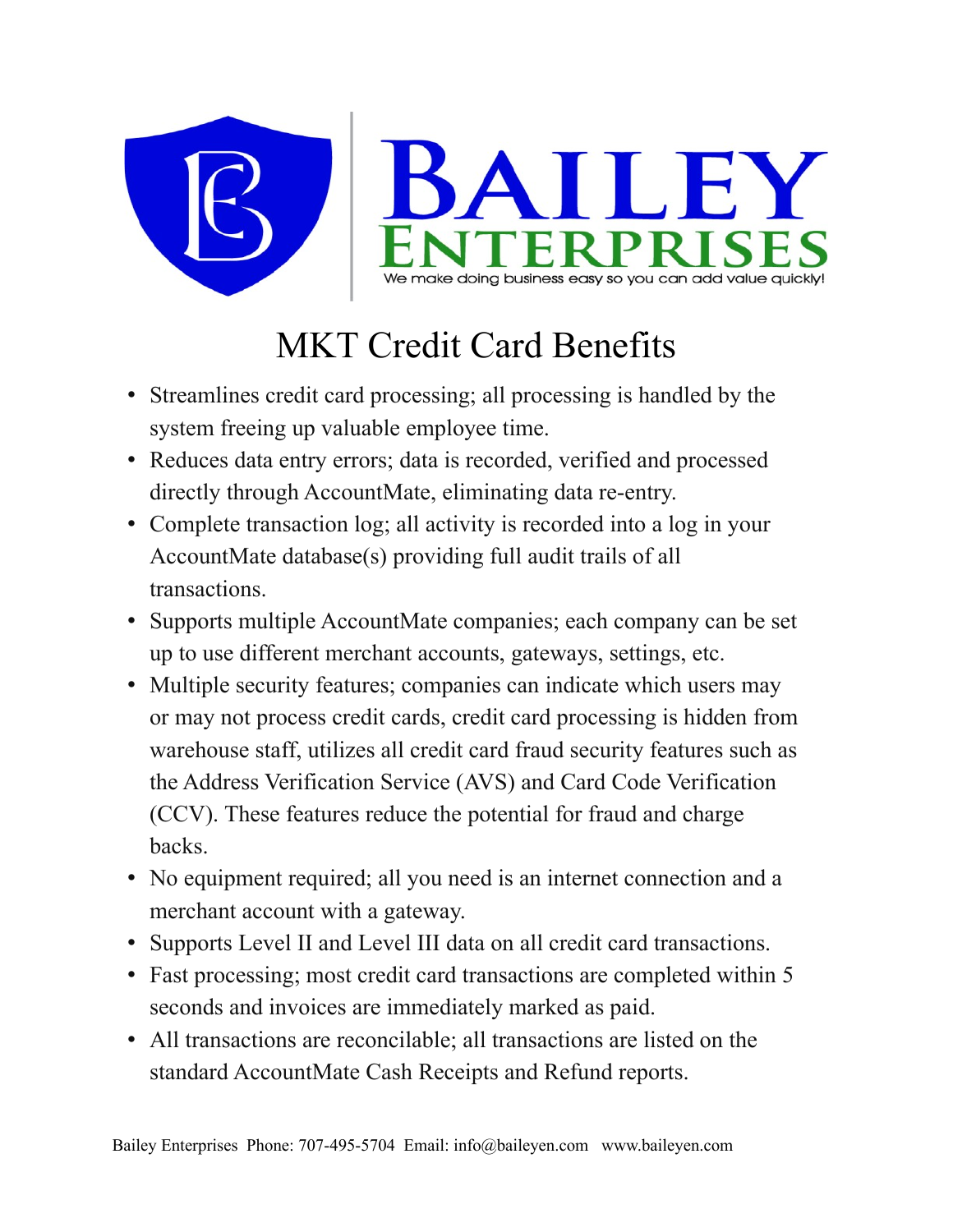BAILEY ENTERPRISES

We make doing business easy so you can add value quickly!

# MKT Credit Card Benefits

- Streamlines credit card processing; all processing is handled by the system freeing up valuable employee time.
- Reduces data entry errors; data is recorded, verified and processed directly through AccountMate, eliminating data re-entry.
- Complete transaction log; all activity is recorded into a log in your AccountMate database(s) providing full audit trails of all transactions.
- Supports multiple AccountMate companies; each company can be set up to use different merchant accounts, gateways, settings, etc.
- Multiple security features; companies can indicate which users may or may not process credit cards, credit card processing is hidden from warehouse staff, utilizes all credit card fraud security features such as the Address Verification Service (AVS) and Card Code Verification (CCV). These features reduce the potential for fraud and charge backs.
- No equipment required; all you need is an internet connection and a merchant account with a gateway.
- Supports Level II and Level III data on all credit card transactions.
- Fast processing; most credit card transactions are completed within 5 seconds and invoices are immediately marked as paid.
- All transactions are reconcilable; all transactions are listed on the standard AccountMate Cash Receipts and Refund reports.

Bailey Enterprises Phone: 707-495-5704 Email: info@baileyen.com www.baileyen.com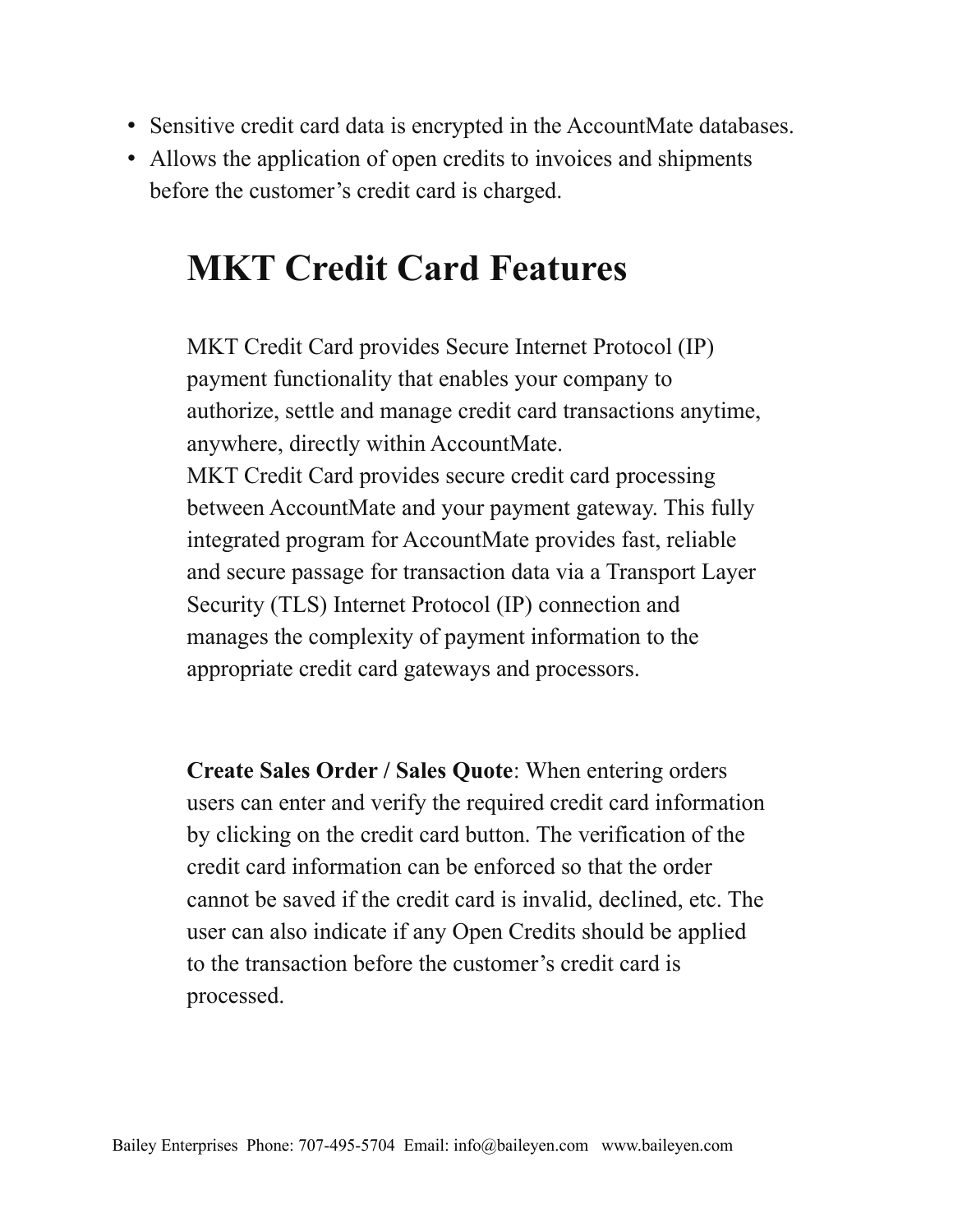- Sensitive credit card data is encrypted in the AccountMate databases.
- Allows the application of open credits to invoices and shipments before the customer's credit card is charged.

# MKT Credit Card Features

MKT Credit Card provides Secure Internet Protocol (IP) payment functionality that enables your company to authorize, settle and manage credit card transactions anytime, anywhere, directly within AccountMate.
MKT Credit Card provides secure credit card processing between AccountMate and your payment gateway. This fully integrated program for AccountMate provides fast, reliable and secure passage for transaction data via a Transport Layer Security (TLS) Internet Protocol (IP) connection and manages the complexity of payment information to the appropriate credit card gateways and processors.

**Create Sales Order / Sales Quote**: When entering orders users can enter and verify the required credit card information by clicking on the credit card button. The verification of the credit card information can be enforced so that the order cannot be saved if the credit card is invalid, declined, etc. The user can also indicate if any Open Credits should be applied to the transaction before the customer's credit card is processed.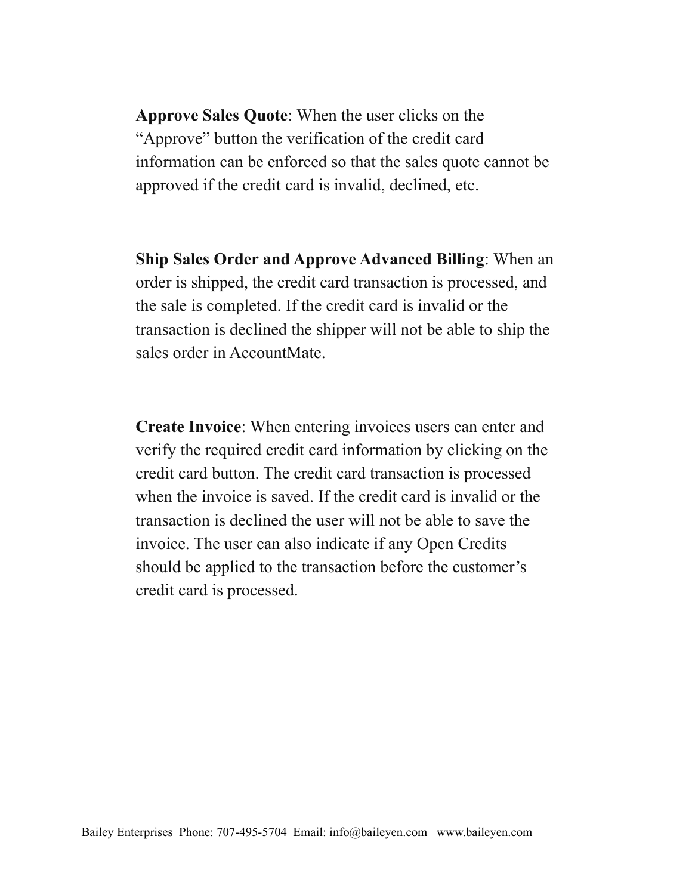**Approve Sales Quote**: When the user clicks on the "Approve" button the verification of the credit card information can be enforced so that the sales quote cannot be approved if the credit card is invalid, declined, etc.

**Ship Sales Order and Approve Advanced Billing**: When an order is shipped, the credit card transaction is processed, and the sale is completed. If the credit card is invalid or the transaction is declined the shipper will not be able to ship the sales order in AccountMate.

**Create Invoice**: When entering invoices users can enter and verify the required credit card information by clicking on the credit card button. The credit card transaction is processed when the invoice is saved. If the credit card is invalid or the transaction is declined the user will not be able to save the invoice. The user can also indicate if any Open Credits should be applied to the transaction before the customer's credit card is processed.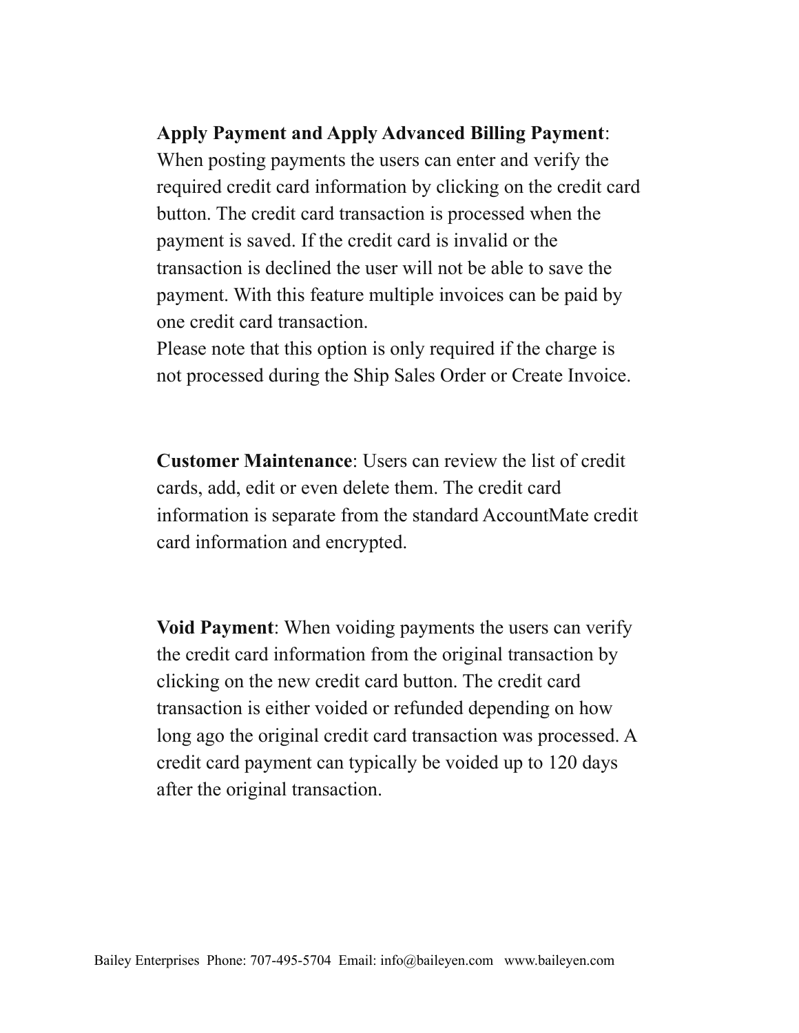**Apply Payment and Apply Advanced Billing Payment**: When posting payments the users can enter and verify the required credit card information by clicking on the credit card button. The credit card transaction is processed when the payment is saved. If the credit card is invalid or the transaction is declined the user will not be able to save the payment. With this feature multiple invoices can be paid by one credit card transaction.
Please note that this option is only required if the charge is not processed during the Ship Sales Order or Create Invoice.

**Customer Maintenance**: Users can review the list of credit cards, add, edit or even delete them. The credit card information is separate from the standard AccountMate credit card information and encrypted.

**Void Payment**: When voiding payments the users can verify the credit card information from the original transaction by clicking on the new credit card button. The credit card transaction is either voided or refunded depending on how long ago the original credit card transaction was processed. A credit card payment can typically be voided up to 120 days after the original transaction.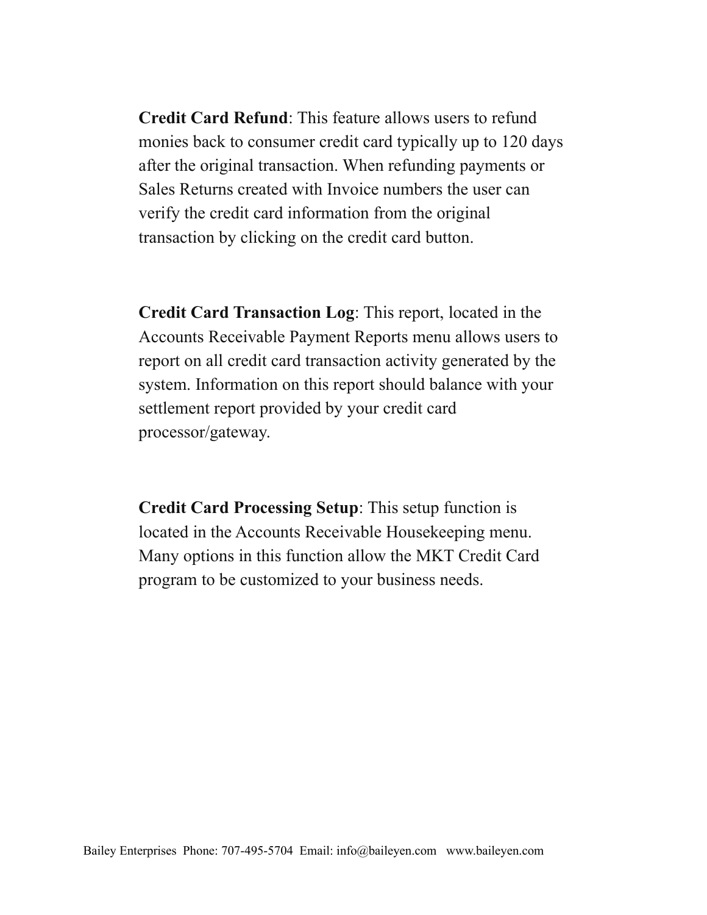**Credit Card Refund**: This feature allows users to refund monies back to consumer credit card typically up to 120 days after the original transaction. When refunding payments or Sales Returns created with Invoice numbers the user can verify the credit card information from the original transaction by clicking on the credit card button.

**Credit Card Transaction Log**: This report, located in the Accounts Receivable Payment Reports menu allows users to report on all credit card transaction activity generated by the system. Information on this report should balance with your settlement report provided by your credit card processor/gateway.

**Credit Card Processing Setup**: This setup function is located in the Accounts Receivable Housekeeping menu. Many options in this function allow the MKT Credit Card program to be customized to your business needs.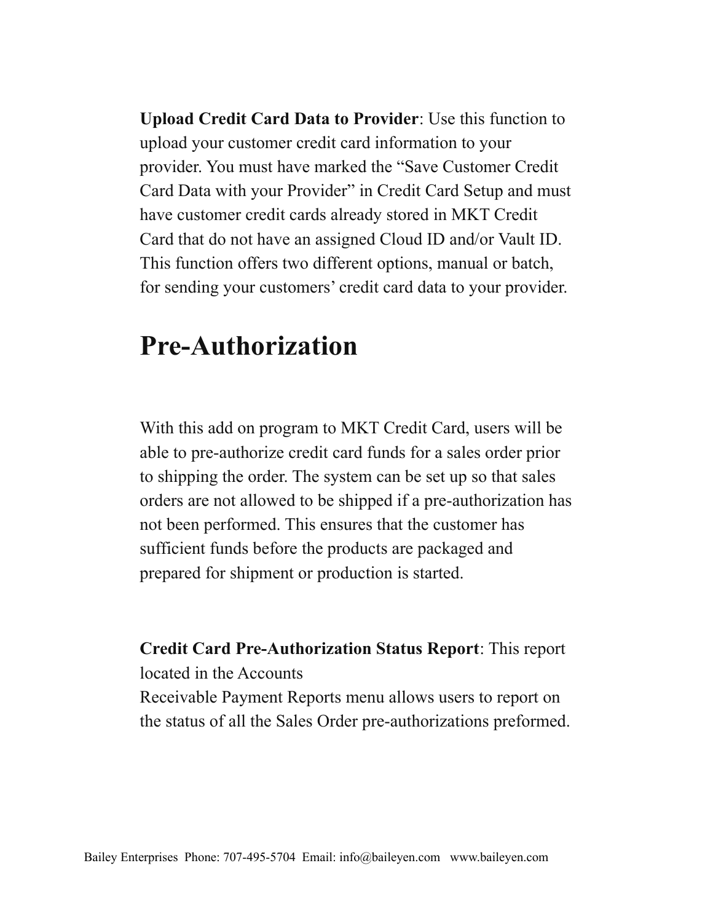**Upload Credit Card Data to Provider**: Use this function to upload your customer credit card information to your provider. You must have marked the “Save Customer Credit Card Data with your Provider” in Credit Card Setup and must have customer credit cards already stored in MKT Credit Card that do not have an assigned Cloud ID and/or Vault ID. This function offers two different options, manual or batch, for sending your customers’ credit card data to your provider.

# Pre-Authorization

With this add on program to MKT Credit Card, users will be able to pre-authorize credit card funds for a sales order prior to shipping the order. The system can be set up so that sales orders are not allowed to be shipped if a pre-authorization has not been performed. This ensures that the customer has sufficient funds before the products are packaged and prepared for shipment or production is started.

**Credit Card Pre-Authorization Status Report**: This report located in the Accounts
Receivable Payment Reports menu allows users to report on the status of all the Sales Order pre-authorizations preformed.